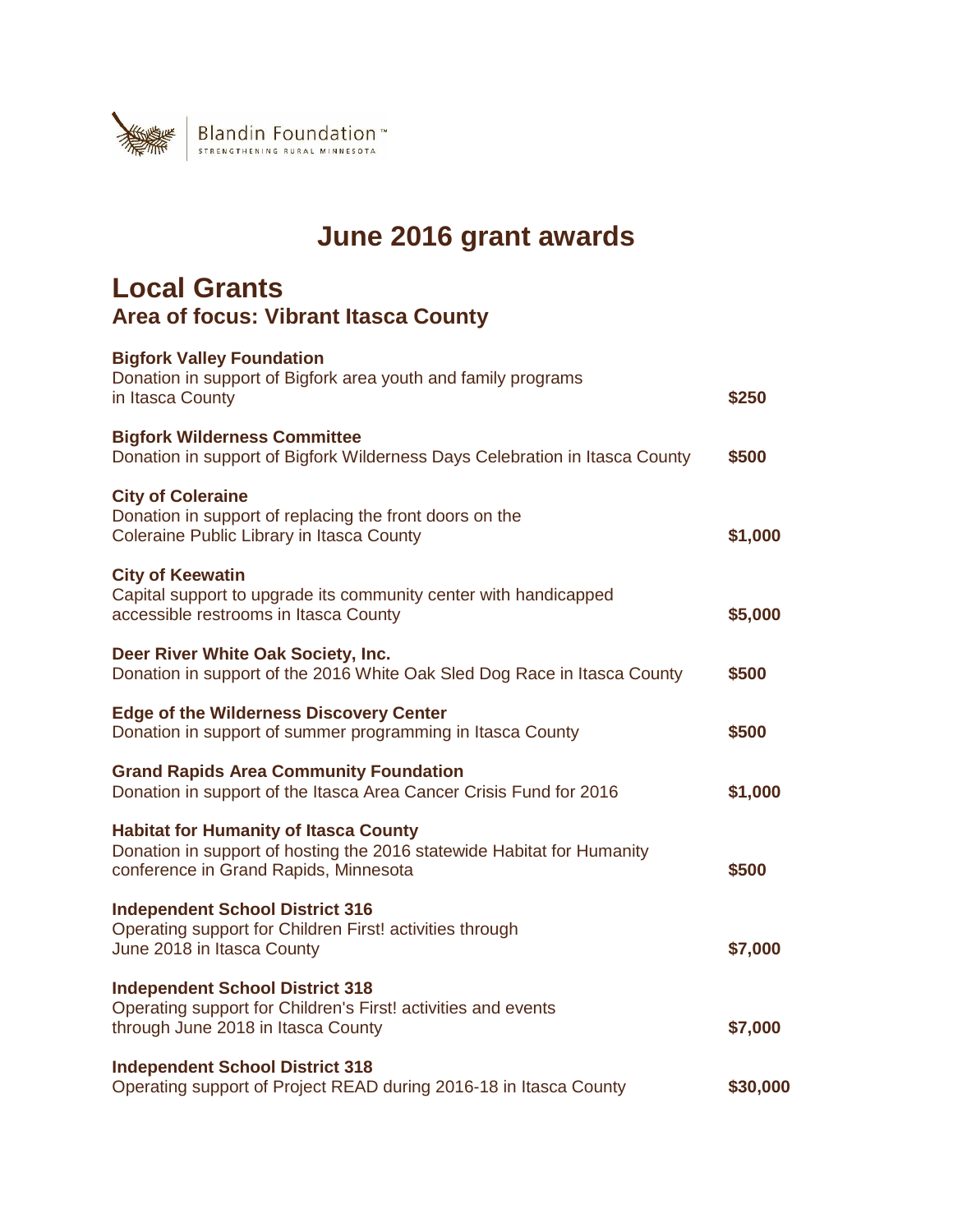Blandin Foundation™
STRENGTHENING RURAL MINNESOTA

# June 2016 grant awards

## Local Grants
### Area of focus: Vibrant Itasca County

**Bigfork Valley Foundation**
Donation in support of Bigfork area youth and family programs in Itasca County — **$250**

**Bigfork Wilderness Committee**
Donation in support of Bigfork Wilderness Days Celebration in Itasca County — **$500**

**City of Coleraine**
Donation in support of replacing the front doors on the Coleraine Public Library in Itasca County — **$1,000**

**City of Keewatin**
Capital support to upgrade its community center with handicapped accessible restrooms in Itasca County — **$5,000**

**Deer River White Oak Society, Inc.**
Donation in support of the 2016 White Oak Sled Dog Race in Itasca County — **$500**

**Edge of the Wilderness Discovery Center**
Donation in support of summer programming in Itasca County — **$500**

**Grand Rapids Area Community Foundation**
Donation in support of the Itasca Area Cancer Crisis Fund for 2016 — **$1,000**

**Habitat for Humanity of Itasca County**
Donation in support of hosting the 2016 statewide Habitat for Humanity conference in Grand Rapids, Minnesota — **$500**

**Independent School District 316**
Operating support for Children First! activities through June 2018 in Itasca County — **$7,000**

**Independent School District 318**
Operating support for Children's First! activities and events through June 2018 in Itasca County — **$7,000**

**Independent School District 318**
Operating support of Project READ during 2016-18 in Itasca County — **$30,000**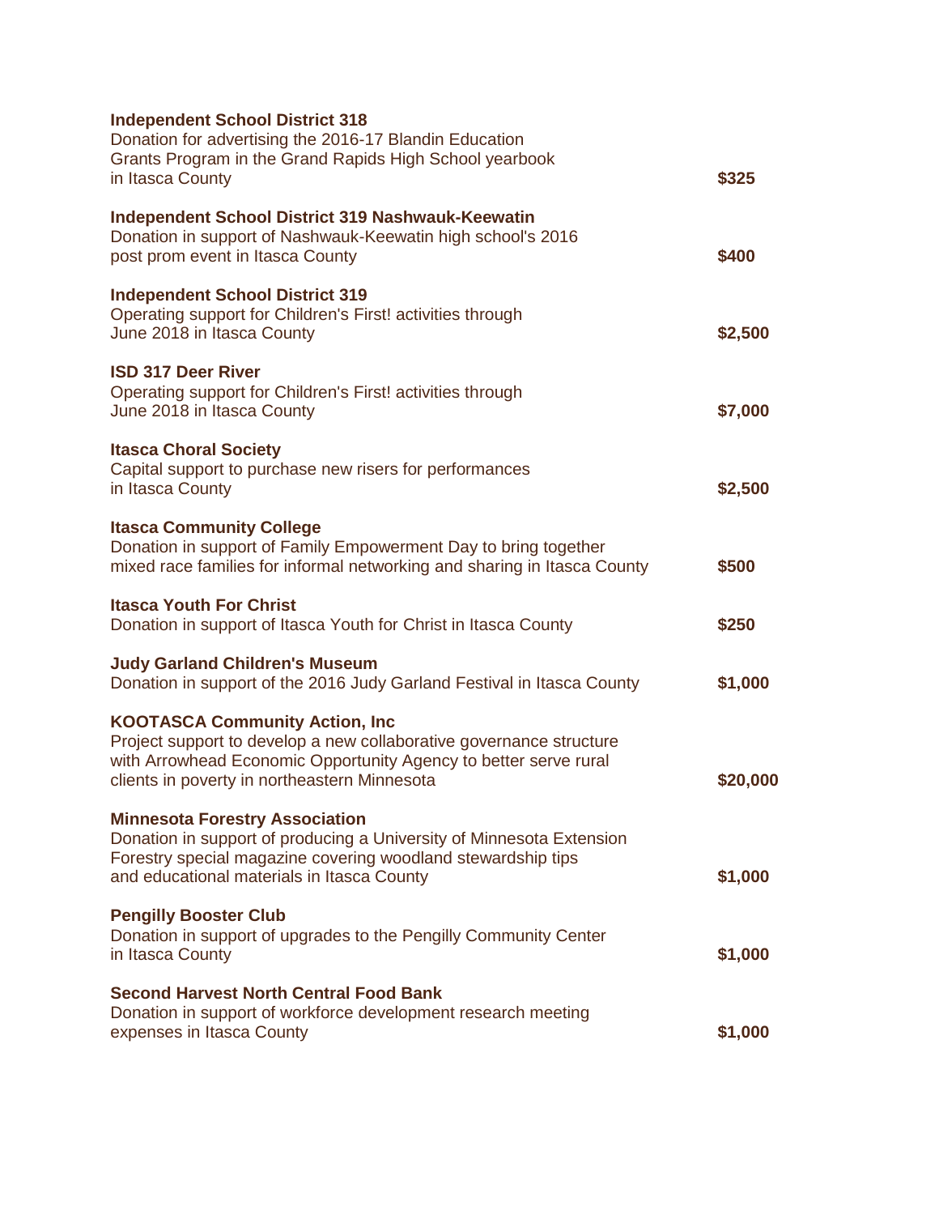**Independent School District 318**
Donation for advertising the 2016-17 Blandin Education Grants Program in the Grand Rapids High School yearbook in Itasca County **$325**

**Independent School District 319 Nashwauk-Keewatin**
Donation in support of Nashwauk-Keewatin high school's 2016 post prom event in Itasca County **$400**

**Independent School District 319**
Operating support for Children's First! activities through June 2018 in Itasca County **$2,500**

**ISD 317 Deer River**
Operating support for Children's First! activities through June 2018 in Itasca County **$7,000**

**Itasca Choral Society**
Capital support to purchase new risers for performances in Itasca County **$2,500**

**Itasca Community College**
Donation in support of Family Empowerment Day to bring together mixed race families for informal networking and sharing in Itasca County **$500**

**Itasca Youth For Christ**
Donation in support of Itasca Youth for Christ in Itasca County **$250**

**Judy Garland Children's Museum**
Donation in support of the 2016 Judy Garland Festival in Itasca County **$1,000**

**KOOTASCA Community Action, Inc**
Project support to develop a new collaborative governance structure with Arrowhead Economic Opportunity Agency to better serve rural clients in poverty in northeastern Minnesota **$20,000**

**Minnesota Forestry Association**
Donation in support of producing a University of Minnesota Extension Forestry special magazine covering woodland stewardship tips and educational materials in Itasca County **$1,000**

**Pengilly Booster Club**
Donation in support of upgrades to the Pengilly Community Center in Itasca County **$1,000**

**Second Harvest North Central Food Bank**
Donation in support of workforce development research meeting expenses in Itasca County **$1,000**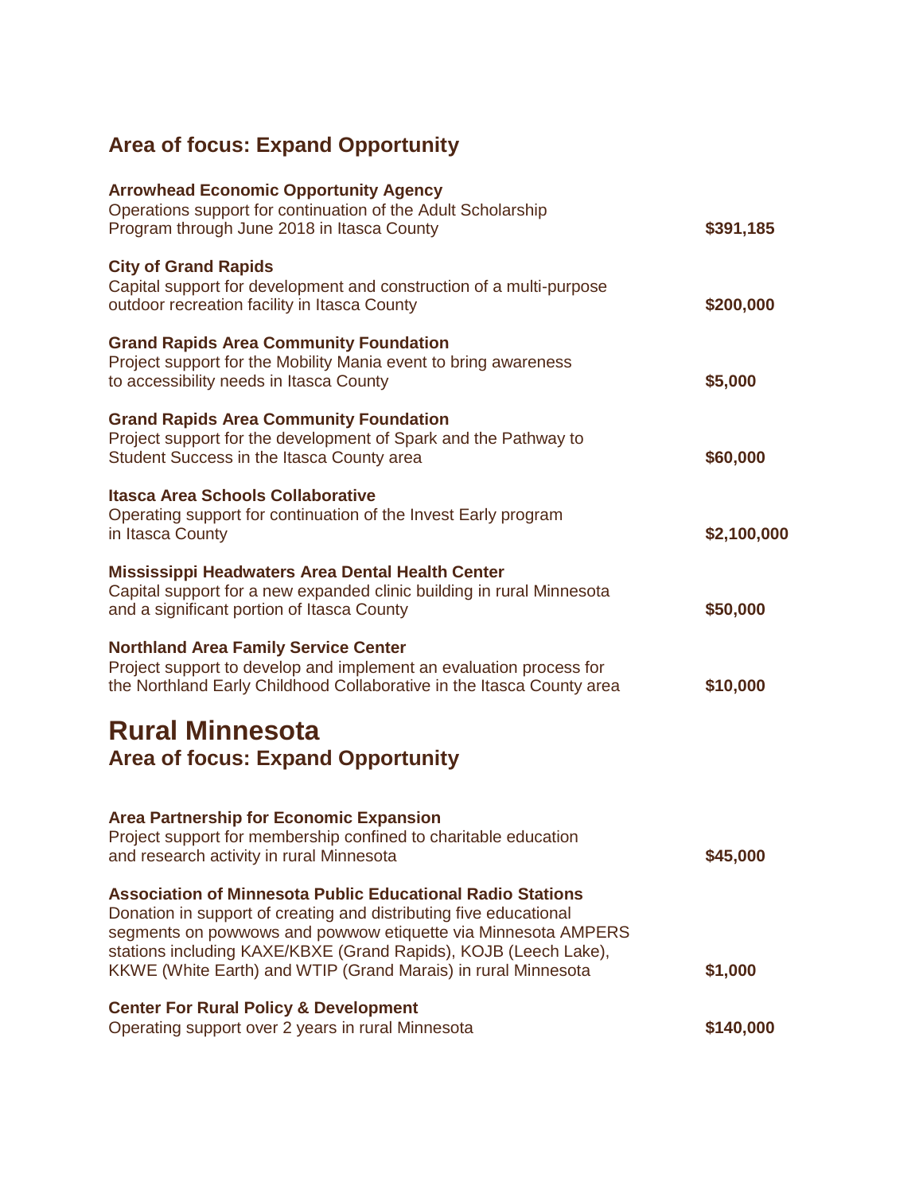## Area of focus: Expand Opportunity

**Arrowhead Economic Opportunity Agency**
Operations support for continuation of the Adult Scholarship Program through June 2018 in Itasca County — **$391,185**

**City of Grand Rapids**
Capital support for development and construction of a multi-purpose outdoor recreation facility in Itasca County — **$200,000**

**Grand Rapids Area Community Foundation**
Project support for the Mobility Mania event to bring awareness to accessibility needs in Itasca County — **$5,000**

**Grand Rapids Area Community Foundation**
Project support for the development of Spark and the Pathway to Student Success in the Itasca County area — **$60,000**

**Itasca Area Schools Collaborative**
Operating support for continuation of the Invest Early program in Itasca County — **$2,100,000**

**Mississippi Headwaters Area Dental Health Center**
Capital support for a new expanded clinic building in rural Minnesota and a significant portion of Itasca County — **$50,000**

**Northland Area Family Service Center**
Project support to develop and implement an evaluation process for the Northland Early Childhood Collaborative in the Itasca County area — **$10,000**

# Rural Minnesota

## Area of focus: Expand Opportunity

**Area Partnership for Economic Expansion**
Project support for membership confined to charitable education and research activity in rural Minnesota — **$45,000**

**Association of Minnesota Public Educational Radio Stations**
Donation in support of creating and distributing five educational segments on powwows and powwow etiquette via Minnesota AMPERS stations including KAXE/KBXE (Grand Rapids), KOJB (Leech Lake), KKWE (White Earth) and WTIP (Grand Marais) in rural Minnesota — **$1,000**

**Center For Rural Policy & Development**
Operating support over 2 years in rural Minnesota — **$140,000**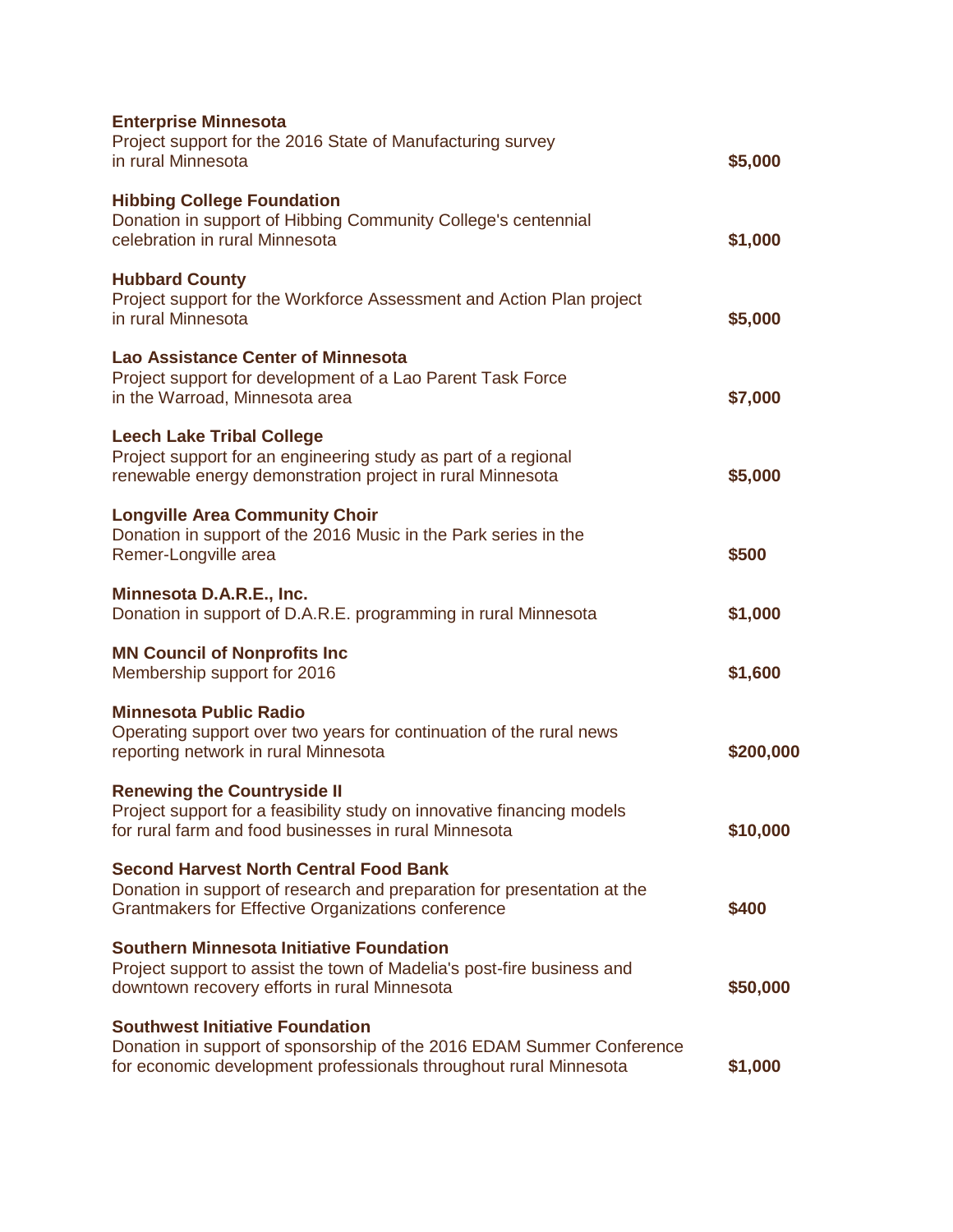**Enterprise Minnesota**
Project support for the 2016 State of Manufacturing survey in rural Minnesota **$5,000**

**Hibbing College Foundation**
Donation in support of Hibbing Community College's centennial celebration in rural Minnesota **$1,000**

**Hubbard County**
Project support for the Workforce Assessment and Action Plan project in rural Minnesota **$5,000**

**Lao Assistance Center of Minnesota**
Project support for development of a Lao Parent Task Force in the Warroad, Minnesota area **$7,000**

**Leech Lake Tribal College**
Project support for an engineering study as part of a regional renewable energy demonstration project in rural Minnesota **$5,000**

**Longville Area Community Choir**
Donation in support of the 2016 Music in the Park series in the Remer-Longville area **$500**

**Minnesota D.A.R.E., Inc.**
Donation in support of D.A.R.E. programming in rural Minnesota **$1,000**

**MN Council of Nonprofits Inc**
Membership support for 2016 **$1,600**

**Minnesota Public Radio**
Operating support over two years for continuation of the rural news reporting network in rural Minnesota **$200,000**

**Renewing the Countryside II**
Project support for a feasibility study on innovative financing models for rural farm and food businesses in rural Minnesota **$10,000**

**Second Harvest North Central Food Bank**
Donation in support of research and preparation for presentation at the Grantmakers for Effective Organizations conference **$400**

**Southern Minnesota Initiative Foundation**
Project support to assist the town of Madelia's post-fire business and downtown recovery efforts in rural Minnesota **$50,000**

**Southwest Initiative Foundation**
Donation in support of sponsorship of the 2016 EDAM Summer Conference for economic development professionals throughout rural Minnesota **$1,000**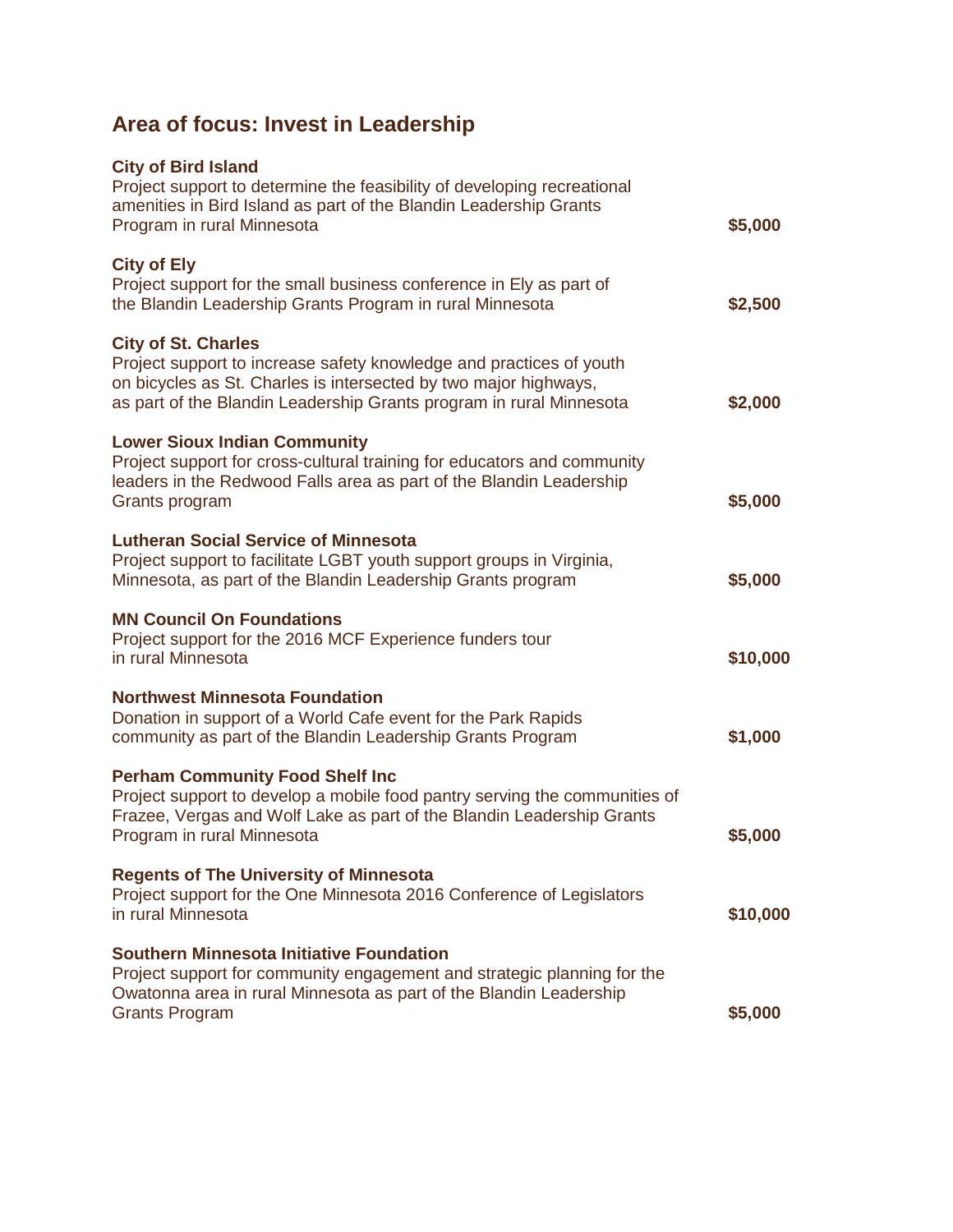## Area of focus: Invest in Leadership

**City of Bird Island**
Project support to determine the feasibility of developing recreational amenities in Bird Island as part of the Blandin Leadership Grants Program in rural Minnesota **$5,000**

**City of Ely**
Project support for the small business conference in Ely as part of the Blandin Leadership Grants Program in rural Minnesota **$2,500**

**City of St. Charles**
Project support to increase safety knowledge and practices of youth on bicycles as St. Charles is intersected by two major highways, as part of the Blandin Leadership Grants program in rural Minnesota **$2,000**

**Lower Sioux Indian Community**
Project support for cross-cultural training for educators and community leaders in the Redwood Falls area as part of the Blandin Leadership Grants program **$5,000**

**Lutheran Social Service of Minnesota**
Project support to facilitate LGBT youth support groups in Virginia, Minnesota, as part of the Blandin Leadership Grants program **$5,000**

**MN Council On Foundations**
Project support for the 2016 MCF Experience funders tour in rural Minnesota **$10,000**

**Northwest Minnesota Foundation**
Donation in support of a World Cafe event for the Park Rapids community as part of the Blandin Leadership Grants Program **$1,000**

**Perham Community Food Shelf Inc**
Project support to develop a mobile food pantry serving the communities of Frazee, Vergas and Wolf Lake as part of the Blandin Leadership Grants Program in rural Minnesota **$5,000**

**Regents of The University of Minnesota**
Project support for the One Minnesota 2016 Conference of Legislators in rural Minnesota **$10,000**

**Southern Minnesota Initiative Foundation**
Project support for community engagement and strategic planning for the Owatonna area in rural Minnesota as part of the Blandin Leadership Grants Program **$5,000**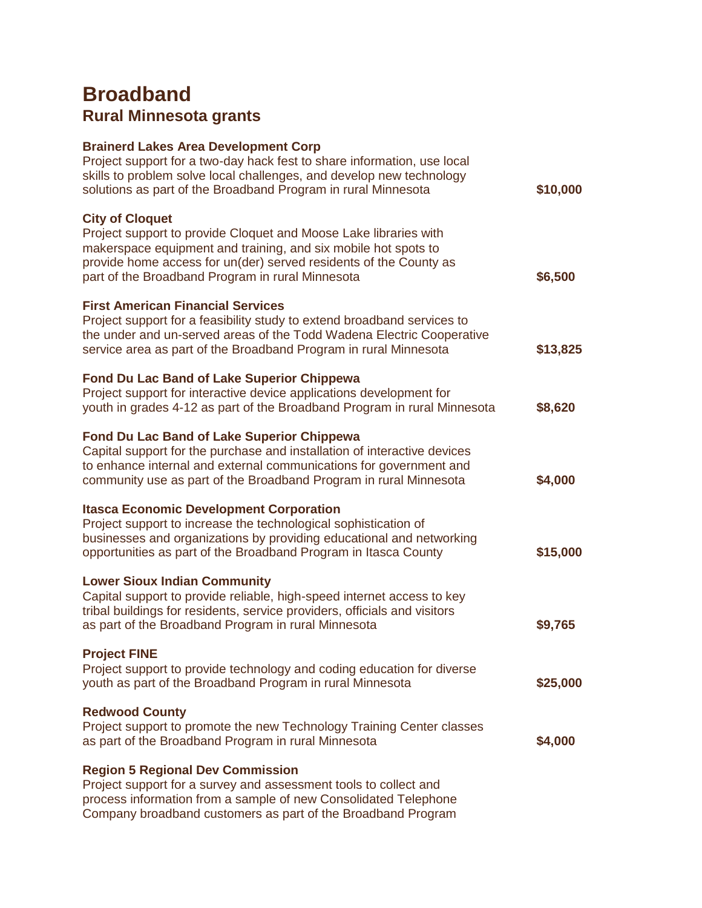# Broadband

## Rural Minnesota grants

**Brainerd Lakes Area Development Corp**
Project support for a two-day hack fest to share information, use local skills to problem solve local challenges, and develop new technology solutions as part of the Broadband Program in rural Minnesota **$10,000**

**City of Cloquet**
Project support to provide Cloquet and Moose Lake libraries with makerspace equipment and training, and six mobile hot spots to provide home access for un(der) served residents of the County as part of the Broadband Program in rural Minnesota **$6,500**

**First American Financial Services**
Project support for a feasibility study to extend broadband services to the under and un-served areas of the Todd Wadena Electric Cooperative service area as part of the Broadband Program in rural Minnesota **$13,825**

**Fond Du Lac Band of Lake Superior Chippewa**
Project support for interactive device applications development for youth in grades 4-12 as part of the Broadband Program in rural Minnesota **$8,620**

**Fond Du Lac Band of Lake Superior Chippewa**
Capital support for the purchase and installation of interactive devices to enhance internal and external communications for government and community use as part of the Broadband Program in rural Minnesota **$4,000**

**Itasca Economic Development Corporation**
Project support to increase the technological sophistication of businesses and organizations by providing educational and networking opportunities as part of the Broadband Program in Itasca County **$15,000**

**Lower Sioux Indian Community**
Capital support to provide reliable, high-speed internet access to key tribal buildings for residents, service providers, officials and visitors as part of the Broadband Program in rural Minnesota **$9,765**

**Project FINE**
Project support to provide technology and coding education for diverse youth as part of the Broadband Program in rural Minnesota **$25,000**

**Redwood County**
Project support to promote the new Technology Training Center classes as part of the Broadband Program in rural Minnesota **$4,000**

**Region 5 Regional Dev Commission**
Project support for a survey and assessment tools to collect and process information from a sample of new Consolidated Telephone Company broadband customers as part of the Broadband Program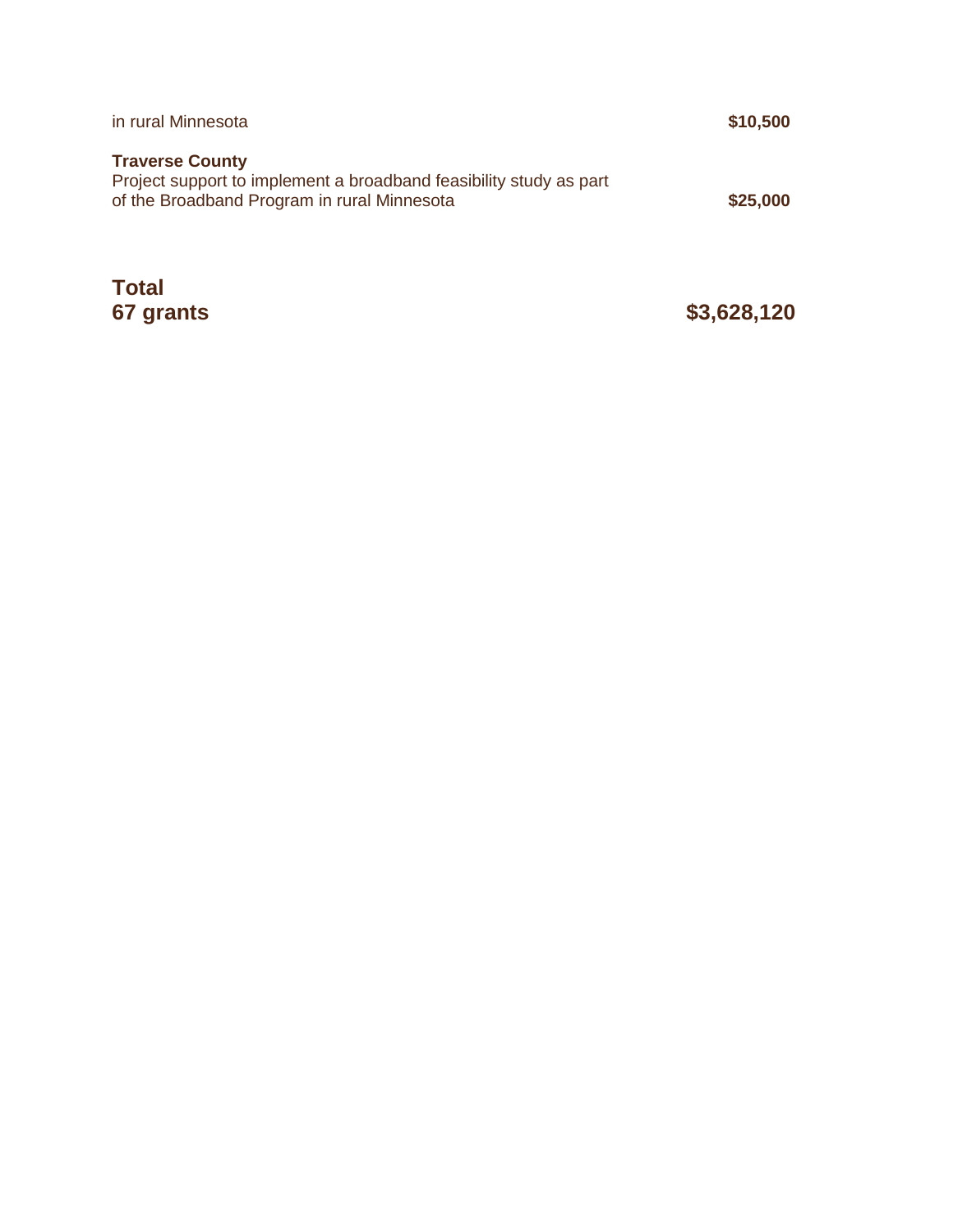in rural Minnesota **$10,500**

**Traverse County**
Project support to implement a broadband feasibility study as part of the Broadband Program in rural Minnesota **$25,000**

## Total
## 67 grants **$3,628,120**